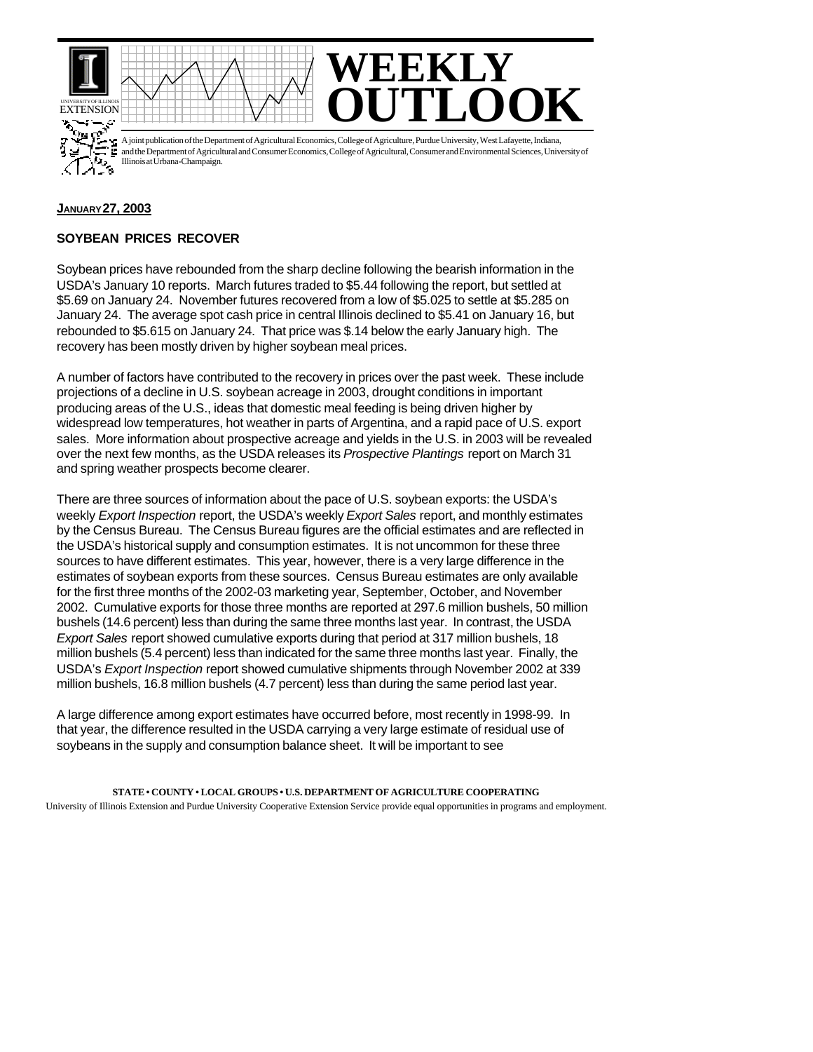# WEEKLY OUTLOOK

A joint publication of the Department of Agricultural Economics, College of Agriculture, Purdue University, West Lafayette, Indiana, and the Department of Agricultural and Consumer Economics, College of Agricultural, Consumer and Environmental Sciences, University of Illinois at Urbana-Champaign.

**JANUARY 27, 2003**

## SOYBEAN PRICES RECOVER

Soybean prices have rebounded from the sharp decline following the bearish information in the USDA's January 10 reports. March futures traded to $5.44 following the report, but settled at $5.69 on January 24. November futures recovered from a low of $5.025 to settle at $5.285 on January 24. The average spot cash price in central Illinois declined to $5.41 on January 16, but rebounded to $5.615 on January 24. That price was $.14 below the early January high. The recovery has been mostly driven by higher soybean meal prices.

A number of factors have contributed to the recovery in prices over the past week. These include projections of a decline in U.S. soybean acreage in 2003, drought conditions in important producing areas of the U.S., ideas that domestic meal feeding is being driven higher by widespread low temperatures, hot weather in parts of Argentina, and a rapid pace of U.S. export sales. More information about prospective acreage and yields in the U.S. in 2003 will be revealed over the next few months, as the USDA releases its *Prospective Plantings* report on March 31 and spring weather prospects become clearer.

There are three sources of information about the pace of U.S. soybean exports: the USDA's weekly *Export Inspection* report, the USDA's weekly *Export Sales* report, and monthly estimates by the Census Bureau. The Census Bureau figures are the official estimates and are reflected in the USDA's historical supply and consumption estimates. It is not uncommon for these three sources to have different estimates. This year, however, there is a very large difference in the estimates of soybean exports from these sources. Census Bureau estimates are only available for the first three months of the 2002-03 marketing year, September, October, and November 2002. Cumulative exports for those three months are reported at 297.6 million bushels, 50 million bushels (14.6 percent) less than during the same three months last year. In contrast, the USDA *Export Sales* report showed cumulative exports during that period at 317 million bushels, 18 million bushels (5.4 percent) less than indicated for the same three months last year. Finally, the USDA's *Export Inspection* report showed cumulative shipments through November 2002 at 339 million bushels, 16.8 million bushels (4.7 percent) less than during the same period last year.

A large difference among export estimates have occurred before, most recently in 1998-99. In that year, the difference resulted in the USDA carrying a very large estimate of residual use of soybeans in the supply and consumption balance sheet. It will be important to see

**STATE • COUNTY • LOCAL GROUPS • U.S. DEPARTMENT OF AGRICULTURE COOPERATING**

University of Illinois Extension and Purdue University Cooperative Extension Service provide equal opportunities in programs and employment.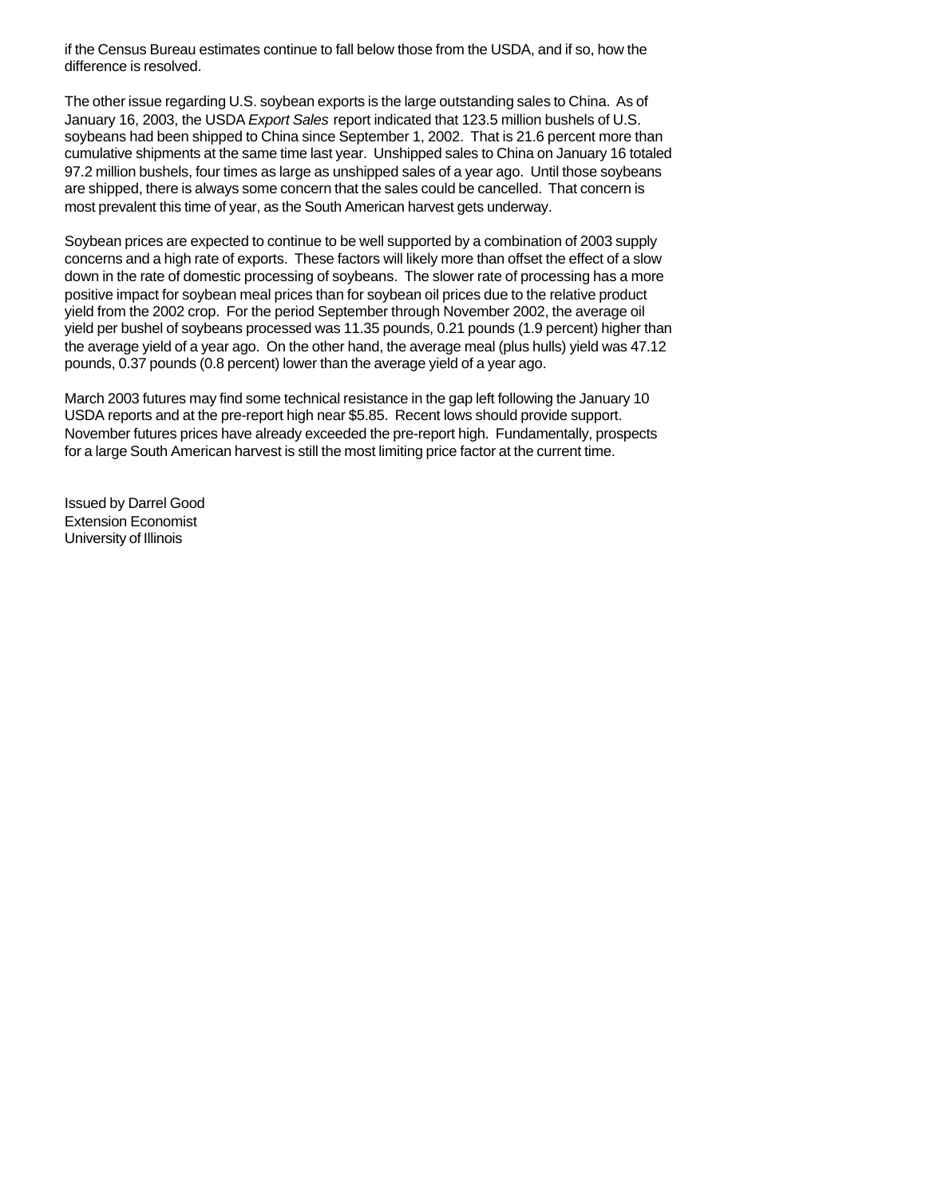if the Census Bureau estimates continue to fall below those from the USDA, and if so, how the difference is resolved.

The other issue regarding U.S. soybean exports is the large outstanding sales to China. As of January 16, 2003, the USDA *Export Sales* report indicated that 123.5 million bushels of U.S. soybeans had been shipped to China since September 1, 2002. That is 21.6 percent more than cumulative shipments at the same time last year. Unshipped sales to China on January 16 totaled 97.2 million bushels, four times as large as unshipped sales of a year ago. Until those soybeans are shipped, there is always some concern that the sales could be cancelled. That concern is most prevalent this time of year, as the South American harvest gets underway.

Soybean prices are expected to continue to be well supported by a combination of 2003 supply concerns and a high rate of exports. These factors will likely more than offset the effect of a slow down in the rate of domestic processing of soybeans. The slower rate of processing has a more positive impact for soybean meal prices than for soybean oil prices due to the relative product yield from the 2002 crop. For the period September through November 2002, the average oil yield per bushel of soybeans processed was 11.35 pounds, 0.21 pounds (1.9 percent) higher than the average yield of a year ago. On the other hand, the average meal (plus hulls) yield was 47.12 pounds, 0.37 pounds (0.8 percent) lower than the average yield of a year ago.

March 2003 futures may find some technical resistance in the gap left following the January 10 USDA reports and at the pre-report high near $5.85. Recent lows should provide support. November futures prices have already exceeded the pre-report high. Fundamentally, prospects for a large South American harvest is still the most limiting price factor at the current time.

Issued by Darrel Good  
Extension Economist  
University of Illinois